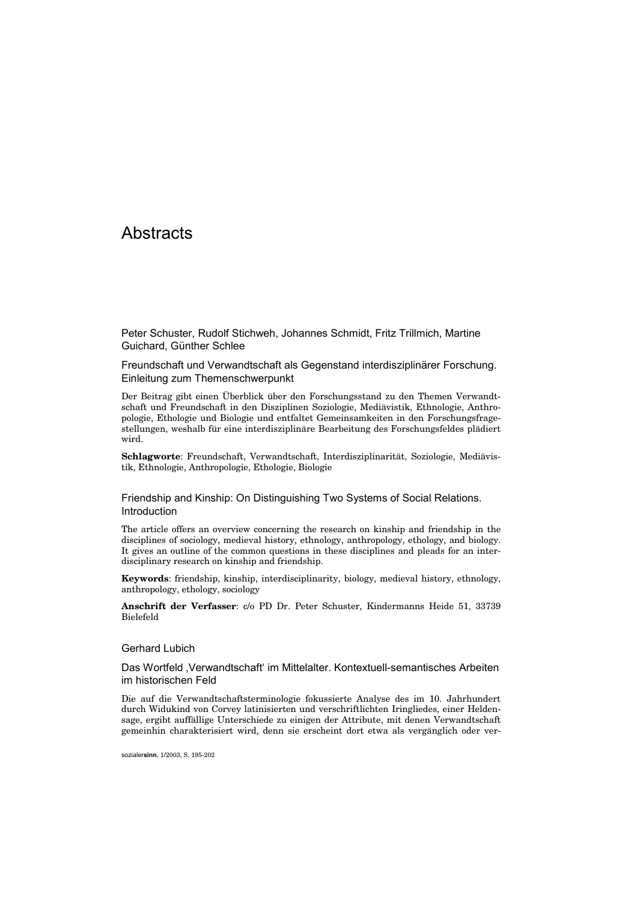# Abstracts

Peter Schuster, Rudolf Stichweh, Johannes Schmidt, Fritz Trillmich, Martine Guichard, Günther Schlee

## Freundschaft und Verwandtschaft als Gegenstand interdisziplinärer Forschung. Einleitung zum Themenschwerpunkt

Der Beitrag gibt einen Überblick über den Forschungsstand zu den Themen Verwandtschaft und Freundschaft in den Disziplinen Soziologie, Mediävistik, Ethnologie, Anthropologie, Ethologie und Biologie und entfaltet Gemeinsamkeiten in den Forschungsfragestellungen, weshalb für eine interdisziplinäre Bearbeitung des Forschungsfeldes plädiert wird.

**Schlagworte**: Freundschaft, Verwandtschaft, Interdisziplinarität, Soziologie, Mediävistik, Ethnologie, Anthropologie, Ethologie, Biologie

## Friendship and Kinship: On Distinguishing Two Systems of Social Relations. Introduction

The article offers an overview concerning the research on kinship and friendship in the disciplines of sociology, medieval history, ethnology, anthropology, ethology, and biology. It gives an outline of the common questions in these disciplines and pleads for an interdisciplinary research on kinship and friendship.

**Keywords**: friendship, kinship, interdisciplinarity, biology, medieval history, ethnology, anthropology, ethology, sociology

**Anschrift der Verfasser**: c/o PD Dr. Peter Schuster, Kindermanns Heide 51, 33739 Bielefeld

Gerhard Lubich

## Das Wortfeld ‚Verwandtschaft' im Mittelalter. Kontextuell-semantisches Arbeiten im historischen Feld

Die auf die Verwandtschaftsterminologie fokussierte Analyse des im 10. Jahrhundert durch Widukind von Corvey latinisierten und verschriftlichten Iringliedes, einer Heldensage, ergibt auffällige Unterschiede zu einigen der Attribute, mit denen Verwandtschaft gemeinhin charakterisiert wird, denn sie erscheint dort etwa als vergänglich oder ver-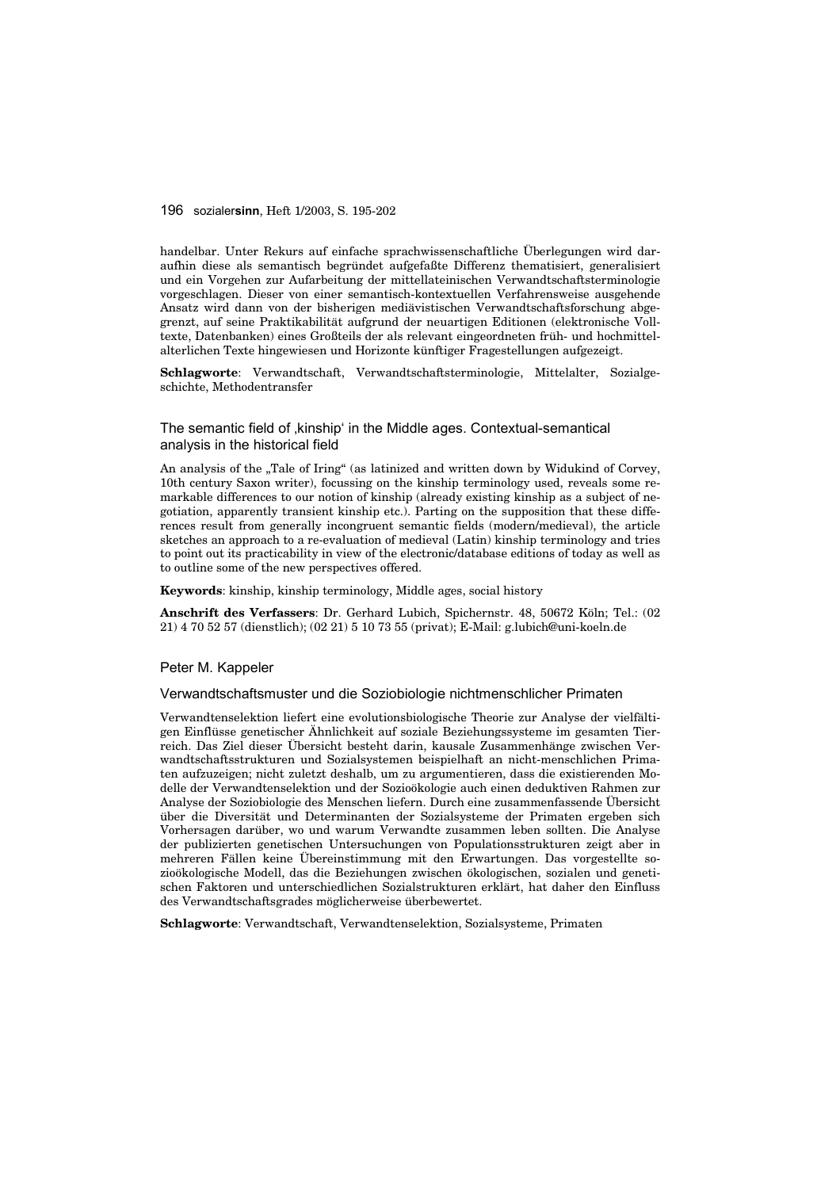handelbar. Unter Rekurs auf einfache sprachwissenschaftliche Überlegungen wird daraufhin diese als semantisch begründet aufgefaßte Differenz thematisiert, generalisiert und ein Vorgehen zur Aufarbeitung der mittellateinischen Verwandtschaftsterminologie vorgeschlagen. Dieser von einer semantisch-kontextuellen Verfahrensweise ausgehende Ansatz wird dann von der bisherigen mediävistischen Verwandtschaftsforschung abgegrenzt, auf seine Praktikabilität aufgrund der neuartigen Editionen (elektronische Volltexte, Datenbanken) eines Großteils der als relevant eingeordneten früh- und hochmittelalterlichen Texte hingewiesen und Horizonte künftiger Fragestellungen aufgezeigt.

**Schlagworte**: Verwandtschaft, Verwandtschaftsterminologie, Mittelalter, Sozialgeschichte, Methodentransfer

### The semantic field of ‚kinship' in the Middle ages. Contextual-semantical analysis in the historical field

An analysis of the „Tale of Iring" (as latinized and written down by Widukind of Corvey, 10th century Saxon writer), focussing on the kinship terminology used, reveals some remarkable differences to our notion of kinship (already existing kinship as a subject of negotiation, apparently transient kinship etc.). Parting on the supposition that these differences result from generally incongruent semantic fields (modern/medieval), the article sketches an approach to a re-evaluation of medieval (Latin) kinship terminology and tries to point out its practicability in view of the electronic/database editions of today as well as to outline some of the new perspectives offered.

**Keywords**: kinship, kinship terminology, Middle ages, social history

**Anschrift des Verfassers**: Dr. Gerhard Lubich, Spichernstr. 48, 50672 Köln; Tel.: (02 21) 4 70 52 57 (dienstlich); (02 21) 5 10 73 55 (privat); E-Mail: g.lubich@uni-koeln.de

## Peter M. Kappeler

### Verwandtschaftsmuster und die Soziobiologie nichtmenschlicher Primaten

Verwandtenselektion liefert eine evolutionsbiologische Theorie zur Analyse der vielfältigen Einflüsse genetischer Ähnlichkeit auf soziale Beziehungssysteme im gesamten Tierreich. Das Ziel dieser Übersicht besteht darin, kausale Zusammenhänge zwischen Verwandtschaftsstrukturen und Sozialsystemen beispielhaft an nicht-menschlichen Primaten aufzuzeigen; nicht zuletzt deshalb, um zu argumentieren, dass die existierenden Modelle der Verwandtenselektion und der Sozioökologie auch einen deduktiven Rahmen zur Analyse der Soziobiologie des Menschen liefern. Durch eine zusammenfassende Übersicht über die Diversität und Determinanten der Sozialsysteme der Primaten ergeben sich Vorhersagen darüber, wo und warum Verwandte zusammen leben sollten. Die Analyse der publizierten genetischen Untersuchungen von Populationsstrukturen zeigt aber in mehreren Fällen keine Übereinstimmung mit den Erwartungen. Das vorgestellte sozioökologische Modell, das die Beziehungen zwischen ökologischen, sozialen und genetischen Faktoren und unterschiedlichen Sozialstrukturen erklärt, hat daher den Einfluss des Verwandtschaftsgrades möglicherweise überbewertet.

**Schlagworte**: Verwandtschaft, Verwandtenselektion, Sozialsysteme, Primaten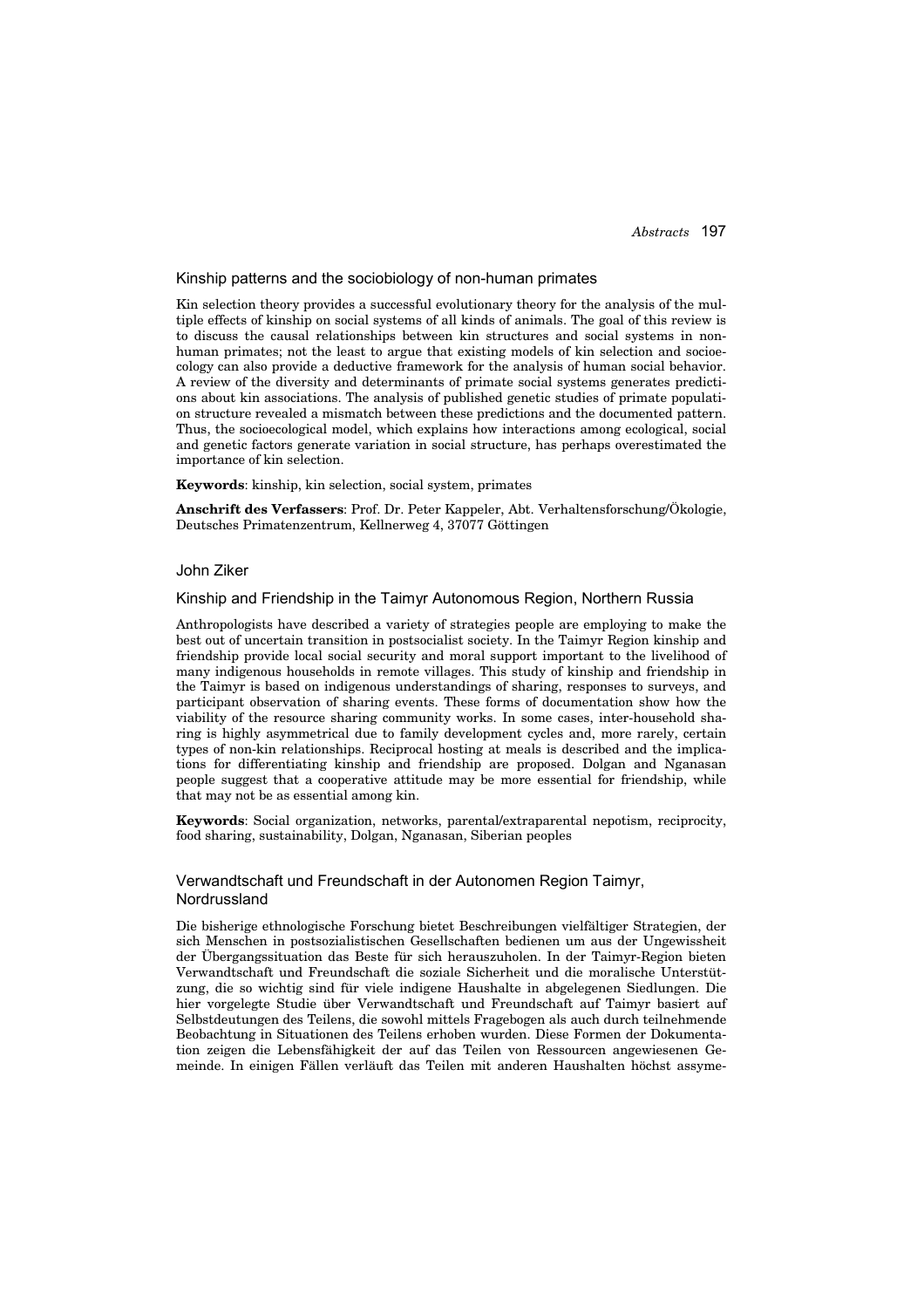## Kinship patterns and the sociobiology of non-human primates

Kin selection theory provides a successful evolutionary theory for the analysis of the multiple effects of kinship on social systems of all kinds of animals. The goal of this review is to discuss the causal relationships between kin structures and social systems in non-human primates; not the least to argue that existing models of kin selection and socioecology can also provide a deductive framework for the analysis of human social behavior. A review of the diversity and determinants of primate social systems generates predictions about kin associations. The analysis of published genetic studies of primate population structure revealed a mismatch between these predictions and the documented pattern. Thus, the socioecological model, which explains how interactions among ecological, social and genetic factors generate variation in social structure, has perhaps overestimated the importance of kin selection.

**Keywords**: kinship, kin selection, social system, primates

**Anschrift des Verfassers**: Prof. Dr. Peter Kappeler, Abt. Verhaltensforschung/Ökologie, Deutsches Primatenzentrum, Kellnerweg 4, 37077 Göttingen

John Ziker

## Kinship and Friendship in the Taimyr Autonomous Region, Northern Russia

Anthropologists have described a variety of strategies people are employing to make the best out of uncertain transition in postsocialist society. In the Taimyr Region kinship and friendship provide local social security and moral support important to the livelihood of many indigenous households in remote villages. This study of kinship and friendship in the Taimyr is based on indigenous understandings of sharing, responses to surveys, and participant observation of sharing events. These forms of documentation show how the viability of the resource sharing community works. In some cases, inter-household sharing is highly asymmetrical due to family development cycles and, more rarely, certain types of non-kin relationships. Reciprocal hosting at meals is described and the implications for differentiating kinship and friendship are proposed. Dolgan and Nganasan people suggest that a cooperative attitude may be more essential for friendship, while that may not be as essential among kin.

**Keywords**: Social organization, networks, parental/extraparental nepotism, reciprocity, food sharing, sustainability, Dolgan, Nganasan, Siberian peoples

## Verwandtschaft und Freundschaft in der Autonomen Region Taimyr, Nordrussland

Die bisherige ethnologische Forschung bietet Beschreibungen vielfältiger Strategien, der sich Menschen in postsozialistischen Gesellschaften bedienen um aus der Ungewissheit der Übergangssituation das Beste für sich herauszuholen. In der Taimyr-Region bieten Verwandtschaft und Freundschaft die soziale Sicherheit und die moralische Unterstützung, die so wichtig sind für viele indigene Haushalte in abgelegenen Siedlungen. Die hier vorgelegte Studie über Verwandtschaft und Freundschaft auf Taimyr basiert auf Selbstdeutungen des Teilens, die sowohl mittels Fragebogen als auch durch teilnehmende Beobachtung in Situationen des Teilens erhoben wurden. Diese Formen der Dokumentation zeigen die Lebensfähigkeit der auf das Teilen von Ressourcen angewiesenen Gemeinde. In einigen Fällen verläuft das Teilen mit anderen Haushalten höchst assyme-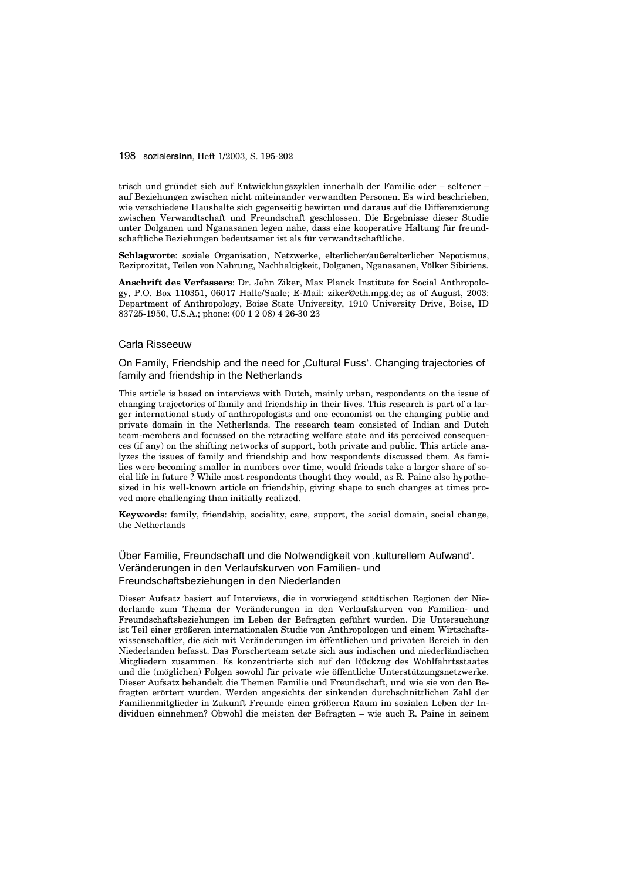trisch und gründet sich auf Entwicklungszyklen innerhalb der Familie oder – seltener – auf Beziehungen zwischen nicht miteinander verwandten Personen. Es wird beschrieben, wie verschiedene Haushalte sich gegenseitig bewirten und daraus auf die Differenzierung zwischen Verwandtschaft und Freundschaft geschlossen. Die Ergebnisse dieser Studie unter Dolganen und Nganasanen legen nahe, dass eine kooperative Haltung für freundschaftliche Beziehungen bedeutsamer ist als für verwandtschaftliche.

**Schlagworte**: soziale Organisation, Netzwerke, elterlicher/außerelterlicher Nepotismus, Reziprozität, Teilen von Nahrung, Nachhaltigkeit, Dolganen, Nganasanen, Völker Sibiriens.

**Anschrift des Verfassers**: Dr. John Ziker, Max Planck Institute for Social Anthropology, P.O. Box 110351, 06017 Halle/Saale; E-Mail: ziker@eth.mpg.de; as of August, 2003: Department of Anthropology, Boise State University, 1910 University Drive, Boise, ID 83725-1950, U.S.A.; phone: (00 1 2 08) 4 26-30 23

Carla Risseeuw

## On Family, Friendship and the need for ‚Cultural Fuss'. Changing trajectories of family and friendship in the Netherlands

This article is based on interviews with Dutch, mainly urban, respondents on the issue of changing trajectories of family and friendship in their lives. This research is part of a larger international study of anthropologists and one economist on the changing public and private domain in the Netherlands. The research team consisted of Indian and Dutch team-members and focussed on the retracting welfare state and its perceived consequences (if any) on the shifting networks of support, both private and public. This article analyzes the issues of family and friendship and how respondents discussed them. As families were becoming smaller in numbers over time, would friends take a larger share of social life in future ? While most respondents thought they would, as R. Paine also hypothesized in his well-known article on friendship, giving shape to such changes at times proved more challenging than initially realized.

**Keywords**: family, friendship, sociality, care, support, the social domain, social change, the Netherlands

## Über Familie, Freundschaft und die Notwendigkeit von ‚kulturellem Aufwand'. Veränderungen in den Verlaufskurven von Familien- und Freundschaftsbeziehungen in den Niederlanden

Dieser Aufsatz basiert auf Interviews, die in vorwiegend städtischen Regionen der Niederlande zum Thema der Veränderungen in den Verlaufskurven von Familien- und Freundschaftsbeziehungen im Leben der Befragten geführt wurden. Die Untersuchung ist Teil einer größeren internationalen Studie von Anthropologen und einem Wirtschaftswissenschaftler, die sich mit Veränderungen im öffentlichen und privaten Bereich in den Niederlanden befasst. Das Forscherteam setzte sich aus indischen und niederländischen Mitgliedern zusammen. Es konzentrierte sich auf den Rückzug des Wohlfahrtsstaates und die (möglichen) Folgen sowohl für private wie öffentliche Unterstützungsnetzwerke. Dieser Aufsatz behandelt die Themen Familie und Freundschaft, und wie sie von den Befragten erörtert wurden. Werden angesichts der sinkenden durchschnittlichen Zahl der Familienmitglieder in Zukunft Freunde einen größeren Raum im sozialen Leben der Individuen einnehmen? Obwohl die meisten der Befragten – wie auch R. Paine in seinem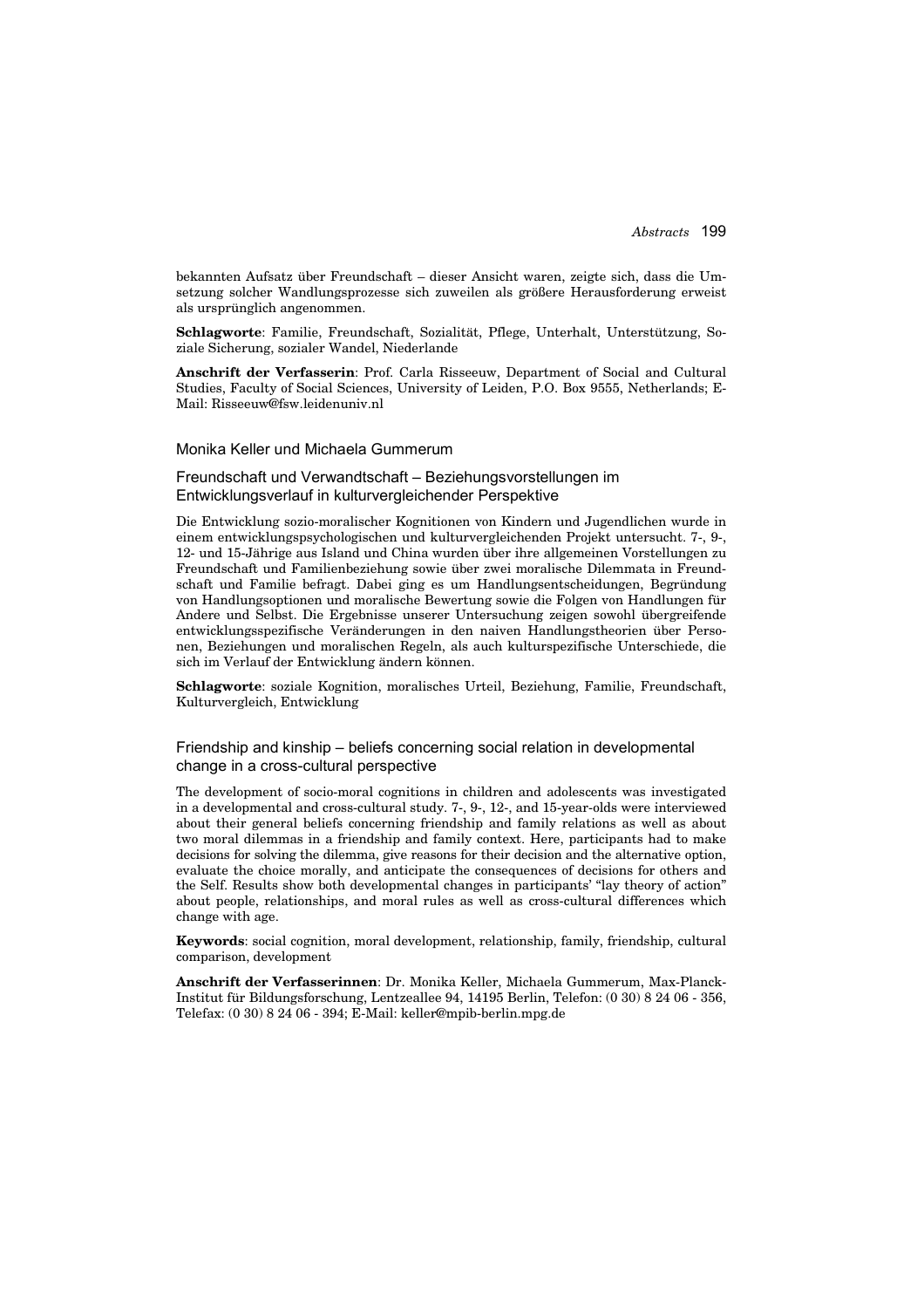bekannten Aufsatz über Freundschaft – dieser Ansicht waren, zeigte sich, dass die Umsetzung solcher Wandlungsprozesse sich zuweilen als größere Herausforderung erweist als ursprünglich angenommen.

**Schlagworte**: Familie, Freundschaft, Sozialität, Pflege, Unterhalt, Unterstützung, Soziale Sicherung, sozialer Wandel, Niederlande

**Anschrift der Verfasserin**: Prof. Carla Risseeuw, Department of Social and Cultural Studies, Faculty of Social Sciences, University of Leiden, P.O. Box 9555, Netherlands; E-Mail: Risseeuw@fsw.leidenuniv.nl

Monika Keller und Michaela Gummerum

## Freundschaft und Verwandtschaft – Beziehungsvorstellungen im Entwicklungsverlauf in kulturvergleichender Perspektive

Die Entwicklung sozio-moralischer Kognitionen von Kindern und Jugendlichen wurde in einem entwicklungspsychologischen und kulturvergleichenden Projekt untersucht. 7-, 9-, 12- und 15-Jährige aus Island und China wurden über ihre allgemeinen Vorstellungen zu Freundschaft und Familienbeziehung sowie über zwei moralische Dilemmata in Freundschaft und Familie befragt. Dabei ging es um Handlungsentscheidungen, Begründung von Handlungsoptionen und moralische Bewertung sowie die Folgen von Handlungen für Andere und Selbst. Die Ergebnisse unserer Untersuchung zeigen sowohl übergreifende entwicklungsspezifische Veränderungen in den naiven Handlungstheorien über Personen, Beziehungen und moralischen Regeln, als auch kulturspezifische Unterschiede, die sich im Verlauf der Entwicklung ändern können.

**Schlagworte**: soziale Kognition, moralisches Urteil, Beziehung, Familie, Freundschaft, Kulturvergleich, Entwicklung

## Friendship and kinship – beliefs concerning social relation in developmental change in a cross-cultural perspective

The development of socio-moral cognitions in children and adolescents was investigated in a developmental and cross-cultural study. 7-, 9-, 12-, and 15-year-olds were interviewed about their general beliefs concerning friendship and family relations as well as about two moral dilemmas in a friendship and family context. Here, participants had to make decisions for solving the dilemma, give reasons for their decision and the alternative option, evaluate the choice morally, and anticipate the consequences of decisions for others and the Self. Results show both developmental changes in participants' "lay theory of action" about people, relationships, and moral rules as well as cross-cultural differences which change with age.

**Keywords**: social cognition, moral development, relationship, family, friendship, cultural comparison, development

**Anschrift der Verfasserinnen**: Dr. Monika Keller, Michaela Gummerum, Max-Planck-Institut für Bildungsforschung, Lentzeallee 94, 14195 Berlin, Telefon: (0 30) 8 24 06 - 356, Telefax: (0 30) 8 24 06 - 394; E-Mail: keller@mpib-berlin.mpg.de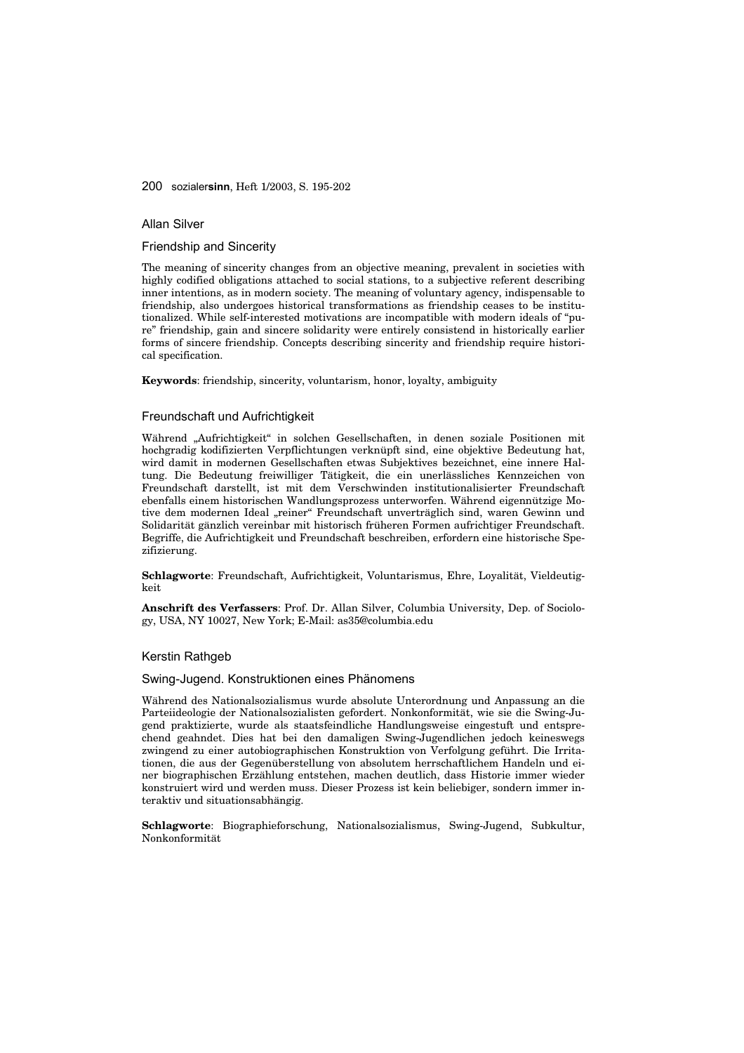## Allan Silver

### Friendship and Sincerity

The meaning of sincerity changes from an objective meaning, prevalent in societies with highly codified obligations attached to social stations, to a subjective referent describing inner intentions, as in modern society. The meaning of voluntary agency, indispensable to friendship, also undergoes historical transformations as friendship ceases to be institutionalized. While self-interested motivations are incompatible with modern ideals of "pure" friendship, gain and sincere solidarity were entirely consistend in historically earlier forms of sincere friendship. Concepts describing sincerity and friendship require historical specification.

**Keywords**: friendship, sincerity, voluntarism, honor, loyalty, ambiguity

### Freundschaft und Aufrichtigkeit

Während „Aufrichtigkeit" in solchen Gesellschaften, in denen soziale Positionen mit hochgradig kodifizierten Verpflichtungen verknüpft sind, eine objektive Bedeutung hat, wird damit in modernen Gesellschaften etwas Subjektives bezeichnet, eine innere Haltung. Die Bedeutung freiwilliger Tätigkeit, die ein unerlässliches Kennzeichen von Freundschaft darstellt, ist mit dem Verschwinden institutionalisierter Freundschaft ebenfalls einem historischen Wandlungsprozess unterworfen. Während eigennützige Motive dem modernen Ideal „reiner" Freundschaft unverträglich sind, waren Gewinn und Solidarität gänzlich vereinbar mit historisch früheren Formen aufrichtiger Freundschaft. Begriffe, die Aufrichtigkeit und Freundschaft beschreiben, erfordern eine historische Spezifizierung.

**Schlagworte**: Freundschaft, Aufrichtigkeit, Voluntarismus, Ehre, Loyalität, Vieldeutigkeit

**Anschrift des Verfassers**: Prof. Dr. Allan Silver, Columbia University, Dep. of Sociology, USA, NY 10027, New York; E-Mail: as35@columbia.edu

## Kerstin Rathgeb

### Swing-Jugend. Konstruktionen eines Phänomens

Während des Nationalsozialismus wurde absolute Unterordnung und Anpassung an die Parteiideologie der Nationalsozialisten gefordert. Nonkonformität, wie sie die Swing-Jugend praktizierte, wurde als staatsfeindliche Handlungsweise eingestuft und entsprechend geahndet. Dies hat bei den damaligen Swing-Jugendlichen jedoch keineswegs zwingend zu einer autobiographischen Konstruktion von Verfolgung geführt. Die Irritationen, die aus der Gegenüberstellung von absolutem herrschaftlichem Handeln und einer biographischen Erzählung entstehen, machen deutlich, dass Historie immer wieder konstruiert wird und werden muss. Dieser Prozess ist kein beliebiger, sondern immer interaktiv und situationsabhängig.

**Schlagworte**: Biographieforschung, Nationalsozialismus, Swing-Jugend, Subkultur, Nonkonformität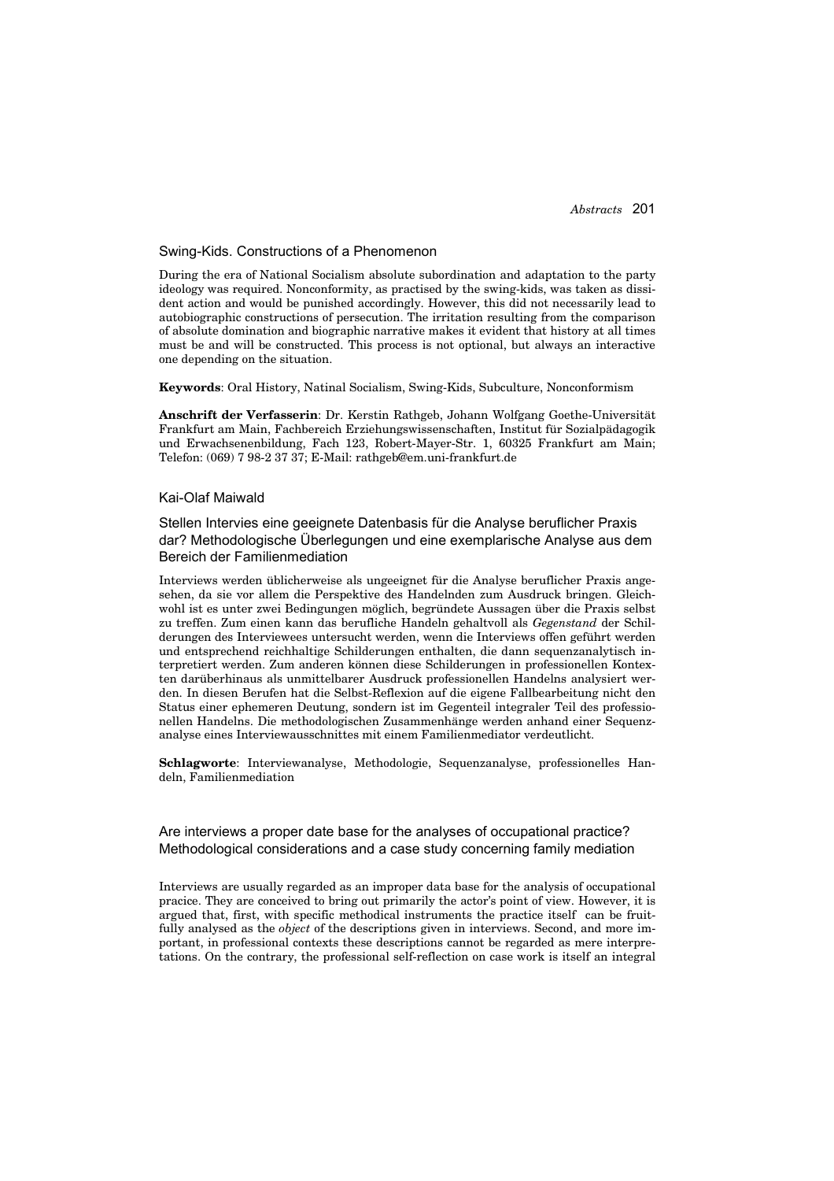## Swing-Kids. Constructions of a Phenomenon

During the era of National Socialism absolute subordination and adaptation to the party ideology was required. Nonconformity, as practised by the swing-kids, was taken as dissident action and would be punished accordingly. However, this did not necessarily lead to autobiographic constructions of persecution. The irritation resulting from the comparison of absolute domination and biographic narrative makes it evident that history at all times must be and will be constructed. This process is not optional, but always an interactive one depending on the situation.

**Keywords**: Oral History, Natinal Socialism, Swing-Kids, Subculture, Nonconformism

**Anschrift der Verfasserin**: Dr. Kerstin Rathgeb, Johann Wolfgang Goethe-Universität Frankfurt am Main, Fachbereich Erziehungswissenschaften, Institut für Sozialpädagogik und Erwachsenenbildung, Fach 123, Robert-Mayer-Str. 1, 60325 Frankfurt am Main; Telefon: (069) 7 98-2 37 37; E-Mail: rathgeb@em.uni-frankfurt.de

Kai-Olaf Maiwald

## Stellen Intervies eine geeignete Datenbasis für die Analyse beruflicher Praxis dar? Methodologische Überlegungen und eine exemplarische Analyse aus dem Bereich der Familienmediation

Interviews werden üblicherweise als ungeeignet für die Analyse beruflicher Praxis angesehen, da sie vor allem die Perspektive des Handelnden zum Ausdruck bringen. Gleichwohl ist es unter zwei Bedingungen möglich, begründete Aussagen über die Praxis selbst zu treffen. Zum einen kann das berufliche Handeln gehaltvoll als *Gegenstand* der Schilderungen des Interviewees untersucht werden, wenn die Interviews offen geführt werden und entsprechend reichhaltige Schilderungen enthalten, die dann sequenzanalytisch interpretiert werden. Zum anderen können diese Schilderungen in professionellen Kontexten darüberhinaus als unmittelbarer Ausdruck professionellen Handelns analysiert werden. In diesen Berufen hat die Selbst-Reflexion auf die eigene Fallbearbeitung nicht den Status einer ephemeren Deutung, sondern ist im Gegenteil integraler Teil des professionellen Handelns. Die methodologischen Zusammenhänge werden anhand einer Sequenzanalyse eines Interviewausschnittes mit einem Familienmediator verdeutlicht.

**Schlagworte**: Interviewanalyse, Methodologie, Sequenzanalyse, professionelles Handeln, Familienmediation

## Are interviews a proper date base for the analyses of occupational practice? Methodological considerations and a case study concerning family mediation

Interviews are usually regarded as an improper data base for the analysis of occupational pracice. They are conceived to bring out primarily the actor's point of view. However, it is argued that, first, with specific methodical instruments the practice itself can be fruitfully analysed as the *object* of the descriptions given in interviews. Second, and more important, in professional contexts these descriptions cannot be regarded as mere interpretations. On the contrary, the professional self-reflection on case work is itself an integral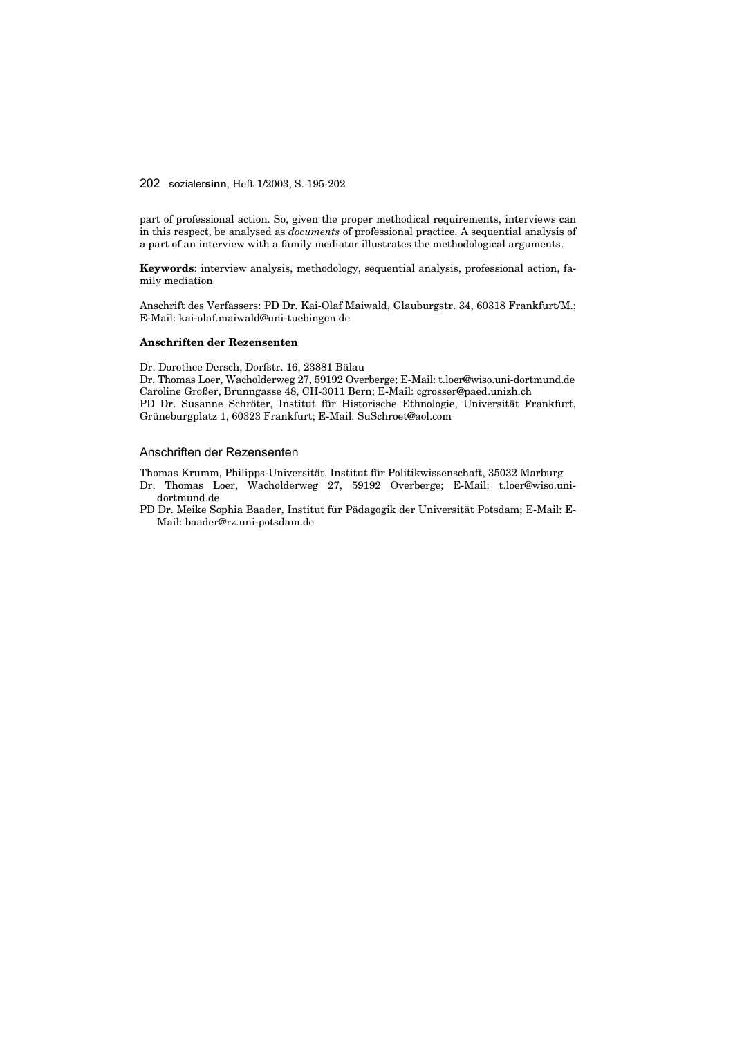part of professional action. So, given the proper methodical requirements, interviews can in this respect, be analysed as *documents* of professional practice. A sequential analysis of a part of an interview with a family mediator illustrates the methodological arguments.

**Keywords**: interview analysis, methodology, sequential analysis, professional action, family mediation

Anschrift des Verfassers: PD Dr. Kai-Olaf Maiwald, Glauburgstr. 34, 60318 Frankfurt/M.; E-Mail: kai-olaf.maiwald@uni-tuebingen.de

**Anschriften der Rezensenten**

Dr. Dorothee Dersch, Dorfstr. 16, 23881 Bälau
Dr. Thomas Loer, Wacholderweg 27, 59192 Overberge; E-Mail: t.loer@wiso.uni-dortmund.de
Caroline Großer, Brunngasse 48, CH-3011 Bern; E-Mail: cgrosser@paed.unizh.ch
PD Dr. Susanne Schröter, Institut für Historische Ethnologie, Universität Frankfurt, Grüneburgplatz 1, 60323 Frankfurt; E-Mail: SuSchroet@aol.com

## Anschriften der Rezensenten

Thomas Krumm, Philipps-Universität, Institut für Politikwissenschaft, 35032 Marburg
Dr. Thomas Loer, Wacholderweg 27, 59192 Overberge; E-Mail: t.loer@wiso.uni-dortmund.de
PD Dr. Meike Sophia Baader, Institut für Pädagogik der Universität Potsdam; E-Mail: E-Mail: baader@rz.uni-potsdam.de